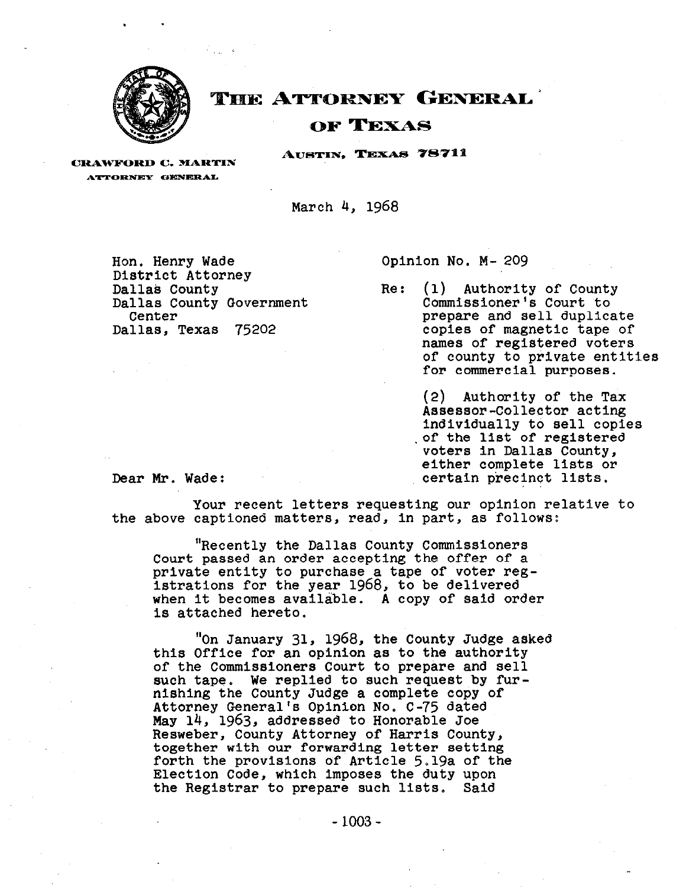# THE ATTORNEY GENERAL
## OF TEXAS

**AUSTIN, TEXAS 78711**

**CRAWFORD C. MARTIN**
ATTORNEY GENERAL

March 4, 1968

Hon. Henry Wade
District Attorney
Dallas County
Dallas County Government
Center
Dallas, Texas 75202

Opinion No. M- 209

Re: (1) Authority of County Commissioner's Court to prepare and sell duplicate copies of magnetic tape of names of registered voters of county to private entities for commercial purposes.

(2) Authority of the Tax Assessor-Collector acting individually to sell copies of the list of registered voters in Dallas County, either complete lists or certain precinct lists.

Dear Mr. Wade:

Your recent letters requesting our opinion relative to the above captioned matters, read, in part, as follows:

> "Recently the Dallas County Commissioners Court passed an order accepting the offer of a private entity to purchase a tape of voter registrations for the year 1968, to be delivered when it becomes available. A copy of said order is attached hereto.
>
> "On January 31, 1968, the County Judge asked this Office for an opinion as to the authority of the Commissioners Court to prepare and sell such tape. We replied to such request by furnishing the County Judge a complete copy of Attorney General's Opinion No. C-75 dated May 14, 1963, addressed to Honorable Joe Resweber, County Attorney of Harris County, together with our forwarding letter setting forth the provisions of Article 5.19a of the Election Code, which imposes the duty upon the Registrar to prepare such lists. Said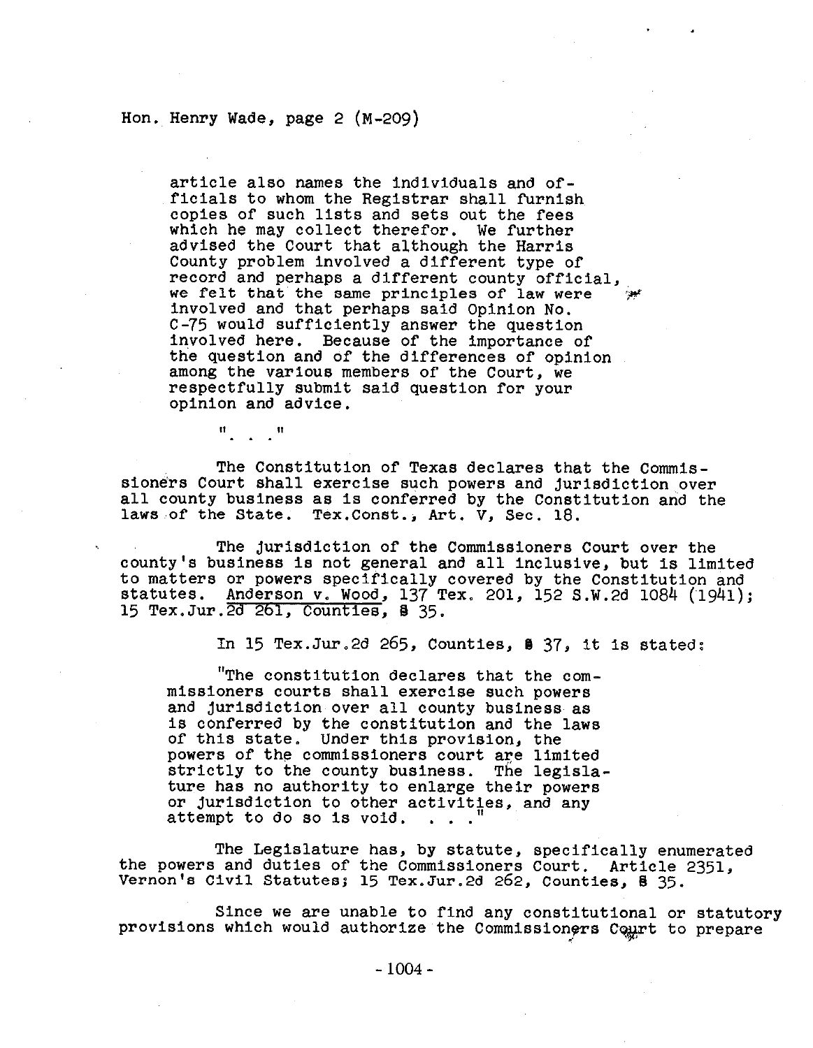> article also names the individuals and officials to whom the Registrar shall furnish copies of such lists and sets out the fees which he may collect therefor. We further advised the Court that although the Harris County problem involved a different type of record and perhaps a different county official, we felt that the same principles of law were involved and that perhaps said Opinion No. C-75 would sufficiently answer the question involved here. Because of the importance of the question and of the differences of opinion among the various members of the Court, we respectfully submit said question for your opinion and advice.
>
> ". . ."

The Constitution of Texas declares that the Commissioners Court shall exercise such powers and jurisdiction over all county business as is conferred by the Constitution and the laws of the State. Tex.Const., Art. V, Sec. 18.

The jurisdiction of the Commissioners Court over the county's business is not general and all inclusive, but is limited to matters or powers specifically covered by the Constitution and statutes. Anderson v. Wood, 137 Tex. 201, 152 S.W.2d 1084 (1941); 15 Tex.Jur.2d 261, Counties, § 35.

In 15 Tex.Jur.2d 265, Counties, § 37, it is stated:

> "The constitution declares that the commissioners courts shall exercise such powers and jurisdiction over all county business as is conferred by the constitution and the laws of this state. Under this provision, the powers of the commissioners court are limited strictly to the county business. The legislature has no authority to enlarge their powers or jurisdiction to other activities, and any attempt to do so is void. . . ."

The Legislature has, by statute, specifically enumerated the powers and duties of the Commissioners Court. Article 2351, Vernon's Civil Statutes; 15 Tex.Jur.2d 262, Counties, § 35.

Since we are unable to find any constitutional or statutory provisions which would authorize the Commissioners Court to prepare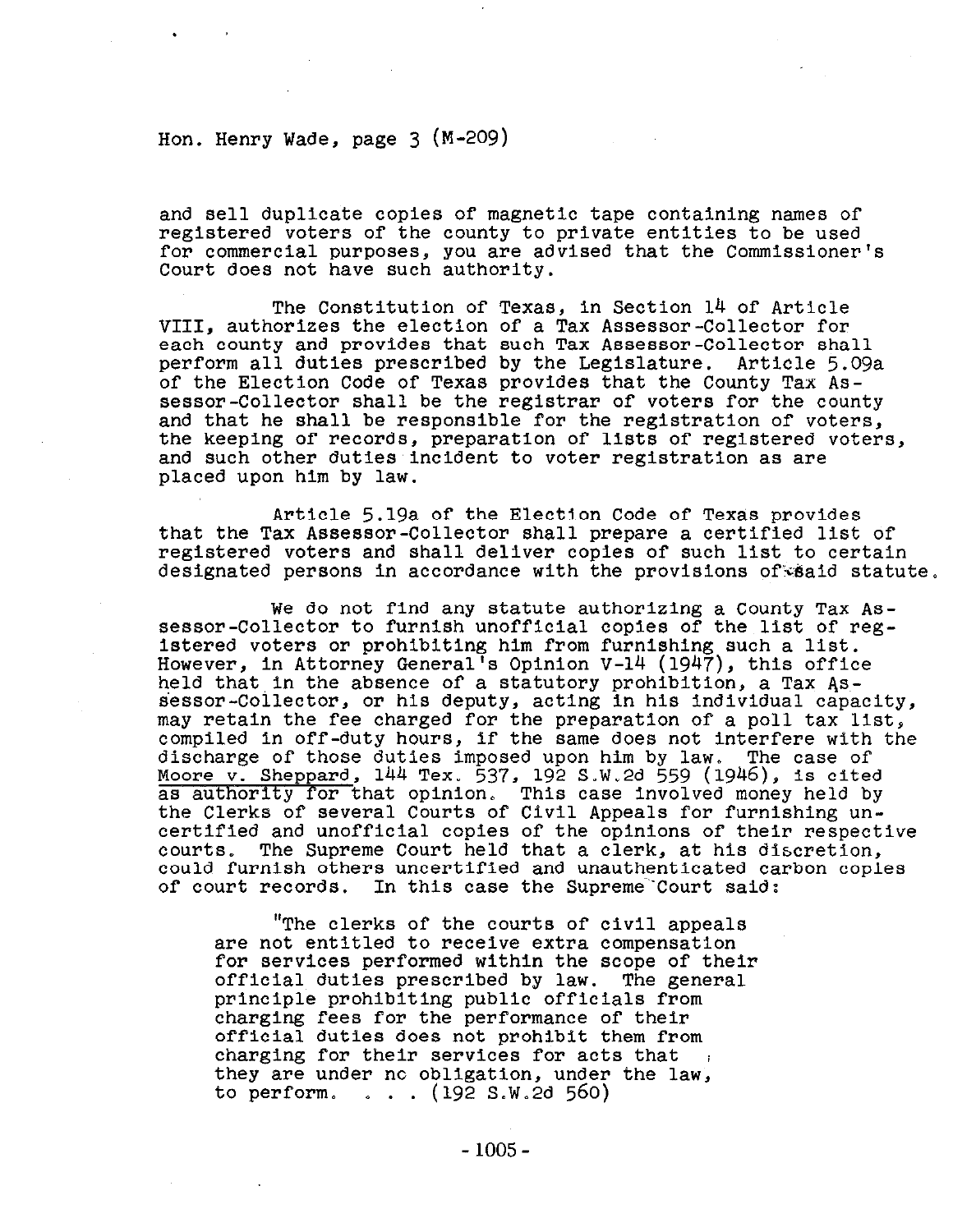and sell duplicate copies of magnetic tape containing names of registered voters of the county to private entities to be used for commercial purposes, you are advised that the Commissioner's Court does not have such authority.

The Constitution of Texas, in Section 14 of Article VIII, authorizes the election of a Tax Assessor-Collector for each county and provides that such Tax Assessor-Collector shall perform all duties prescribed by the Legislature. Article 5.09a of the Election Code of Texas provides that the County Tax Assessor-Collector shall be the registrar of voters for the county and that he shall be responsible for the registration of voters, the keeping of records, preparation of lists of registered voters, and such other duties incident to voter registration as are placed upon him by law.

Article 5.19a of the Election Code of Texas provides that the Tax Assessor-Collector shall prepare a certified list of registered voters and shall deliver copies of such list to certain designated persons in accordance with the provisions of said statute.

We do not find any statute authorizing a County Tax Assessor-Collector to furnish unofficial copies of the list of registered voters or prohibiting him from furnishing such a list. However, in Attorney General's Opinion V-14 (1947), this office held that in the absence of a statutory prohibition, a Tax Assessor-Collector, or his deputy, acting in his individual capacity, may retain the fee charged for the preparation of a poll tax list, compiled in off-duty hours, if the same does not interfere with the discharge of those duties imposed upon him by law. The case of Moore v. Sheppard, 144 Tex. 537, 192 S.W.2d 559 (1946), is cited as authority for that opinion. This case involved money held by the Clerks of several Courts of Civil Appeals for furnishing uncertified and unofficial copies of the opinions of their respective courts. The Supreme Court held that a clerk, at his discretion, could furnish others uncertified and unauthenticated carbon copies of court records. In this case the Supreme Court said:

> "The clerks of the courts of civil appeals are not entitled to receive extra compensation for services performed within the scope of their official duties prescribed by law. The general principle prohibiting public officials from charging fees for the performance of their official duties does not prohibit them from charging for their services for acts that they are under no obligation, under the law, to perform. . . . (192 S.W.2d 560)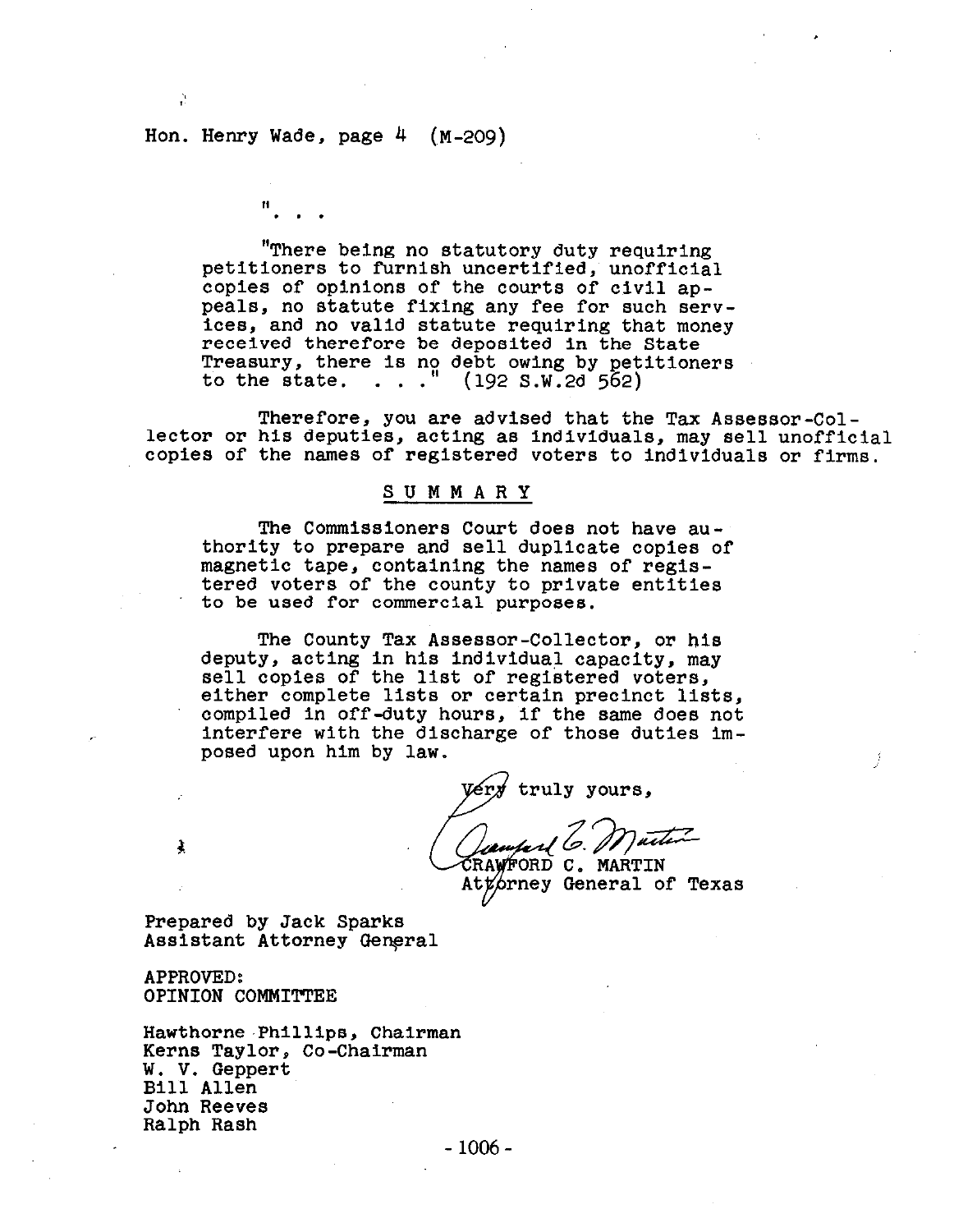". . .

"There being no statutory duty requiring petitioners to furnish uncertified, unofficial copies of opinions of the courts of civil appeals, no statute fixing any fee for such services, and no valid statute requiring that money received therefore be deposited in the State Treasury, there is no debt owing by petitioners to the state. . . ." (192 S.W.2d 562)

Therefore, you are advised that the Tax Assessor-Collector or his deputies, acting as individuals, may sell unofficial copies of the names of registered voters to individuals or firms.

## S U M M A R Y

The Commissioners Court does not have authority to prepare and sell duplicate copies of magnetic tape, containing the names of registered voters of the county to private entities to be used for commercial purposes.

The County Tax Assessor-Collector, or his deputy, acting in his individual capacity, may sell copies of the list of registered voters, either complete lists or certain precinct lists, compiled in off-duty hours, if the same does not interfere with the discharge of those duties imposed upon him by law.

Very truly yours,

CRAWFORD C. MARTIN
Attorney General of Texas

Prepared by Jack Sparks
Assistant Attorney General

APPROVED:
OPINION COMMITTEE

Hawthorne Phillips, Chairman
Kerns Taylor, Co-Chairman
W. V. Geppert
Bill Allen
John Reeves
Ralph Rash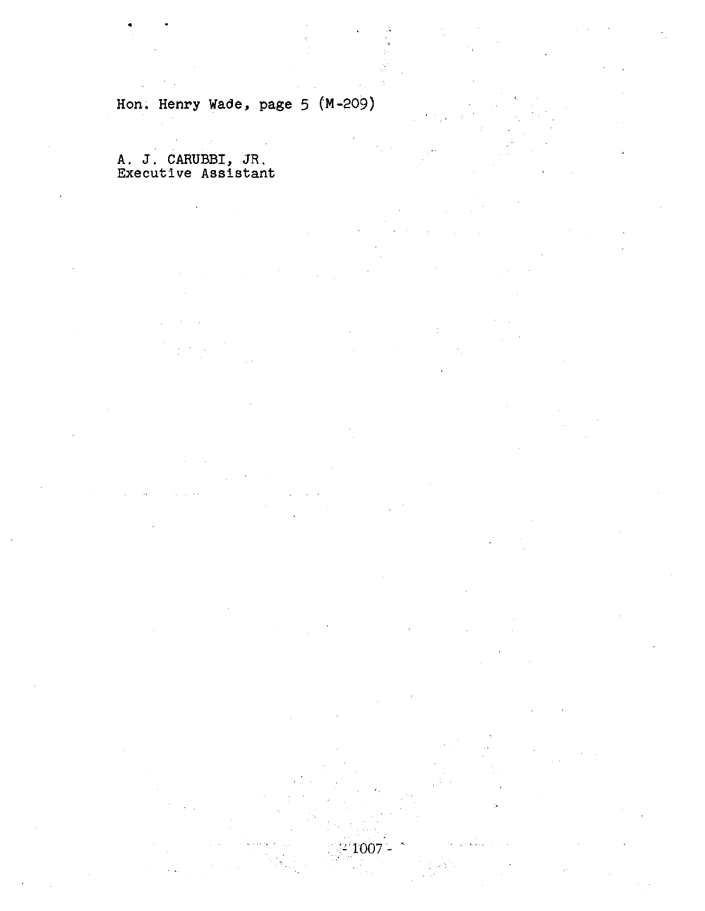A. J. CARUBBI, JR.
Executive Assistant